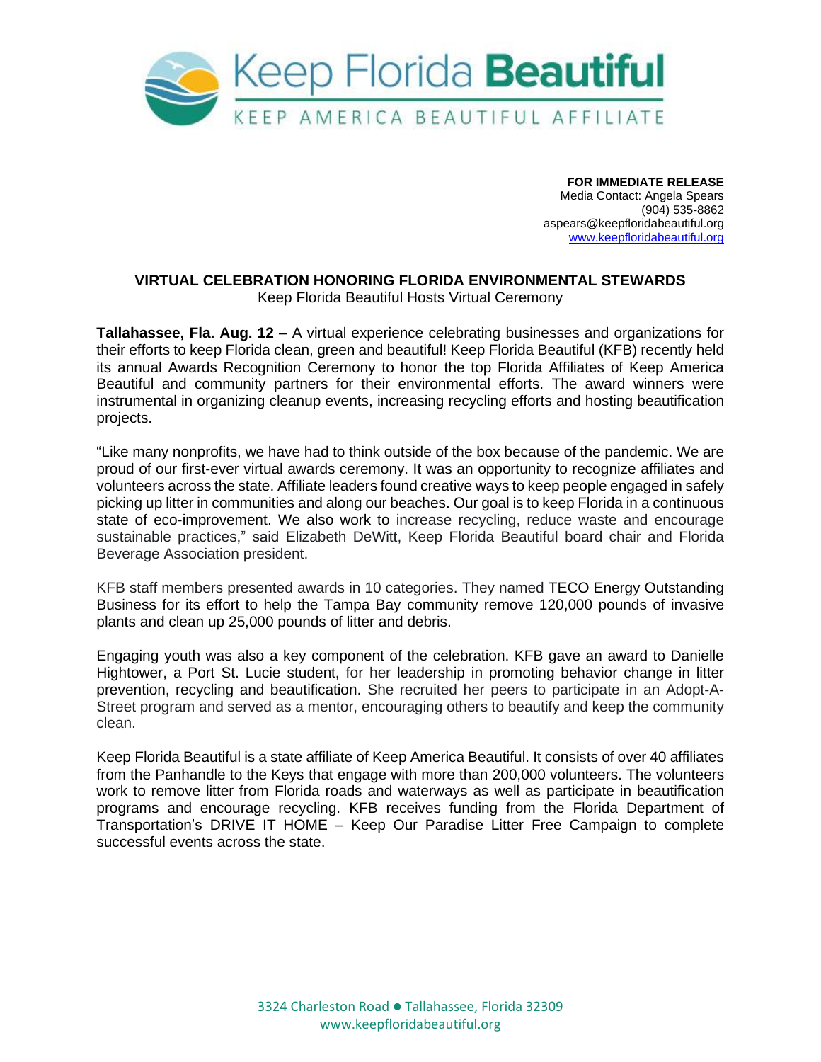Keep Florida **Beautiful**

KEEP AMERICA BEAUTIFUL AFFILIATE

**FOR IMMEDIATE RELEASE**
Media Contact: Angela Spears
(904) 535-8862
aspears@keepfloridabeautiful.org
www.keepfloridabeautiful.org

# VIRTUAL CELEBRATION HONORING FLORIDA ENVIRONMENTAL STEWARDS

Keep Florida Beautiful Hosts Virtual Ceremony

**Tallahassee, Fla. Aug. 12** – A virtual experience celebrating businesses and organizations for their efforts to keep Florida clean, green and beautiful! Keep Florida Beautiful (KFB) recently held its annual Awards Recognition Ceremony to honor the top Florida Affiliates of Keep America Beautiful and community partners for their environmental efforts. The award winners were instrumental in organizing cleanup events, increasing recycling efforts and hosting beautification projects.

"Like many nonprofits, we have had to think outside of the box because of the pandemic. We are proud of our first-ever virtual awards ceremony. It was an opportunity to recognize affiliates and volunteers across the state. Affiliate leaders found creative ways to keep people engaged in safely picking up litter in communities and along our beaches. Our goal is to keep Florida in a continuous state of eco-improvement. We also work to increase recycling, reduce waste and encourage sustainable practices," said Elizabeth DeWitt, Keep Florida Beautiful board chair and Florida Beverage Association president.

KFB staff members presented awards in 10 categories. They named TECO Energy Outstanding Business for its effort to help the Tampa Bay community remove 120,000 pounds of invasive plants and clean up 25,000 pounds of litter and debris.

Engaging youth was also a key component of the celebration. KFB gave an award to Danielle Hightower, a Port St. Lucie student, for her leadership in promoting behavior change in litter prevention, recycling and beautification. She recruited her peers to participate in an Adopt-A-Street program and served as a mentor, encouraging others to beautify and keep the community clean.

Keep Florida Beautiful is a state affiliate of Keep America Beautiful. It consists of over 40 affiliates from the Panhandle to the Keys that engage with more than 200,000 volunteers. The volunteers work to remove litter from Florida roads and waterways as well as participate in beautification programs and encourage recycling. KFB receives funding from the Florida Department of Transportation's DRIVE IT HOME – Keep Our Paradise Litter Free Campaign to complete successful events across the state.

3324 Charleston Road ● Tallahassee, Florida 32309
www.keepfloridabeautiful.org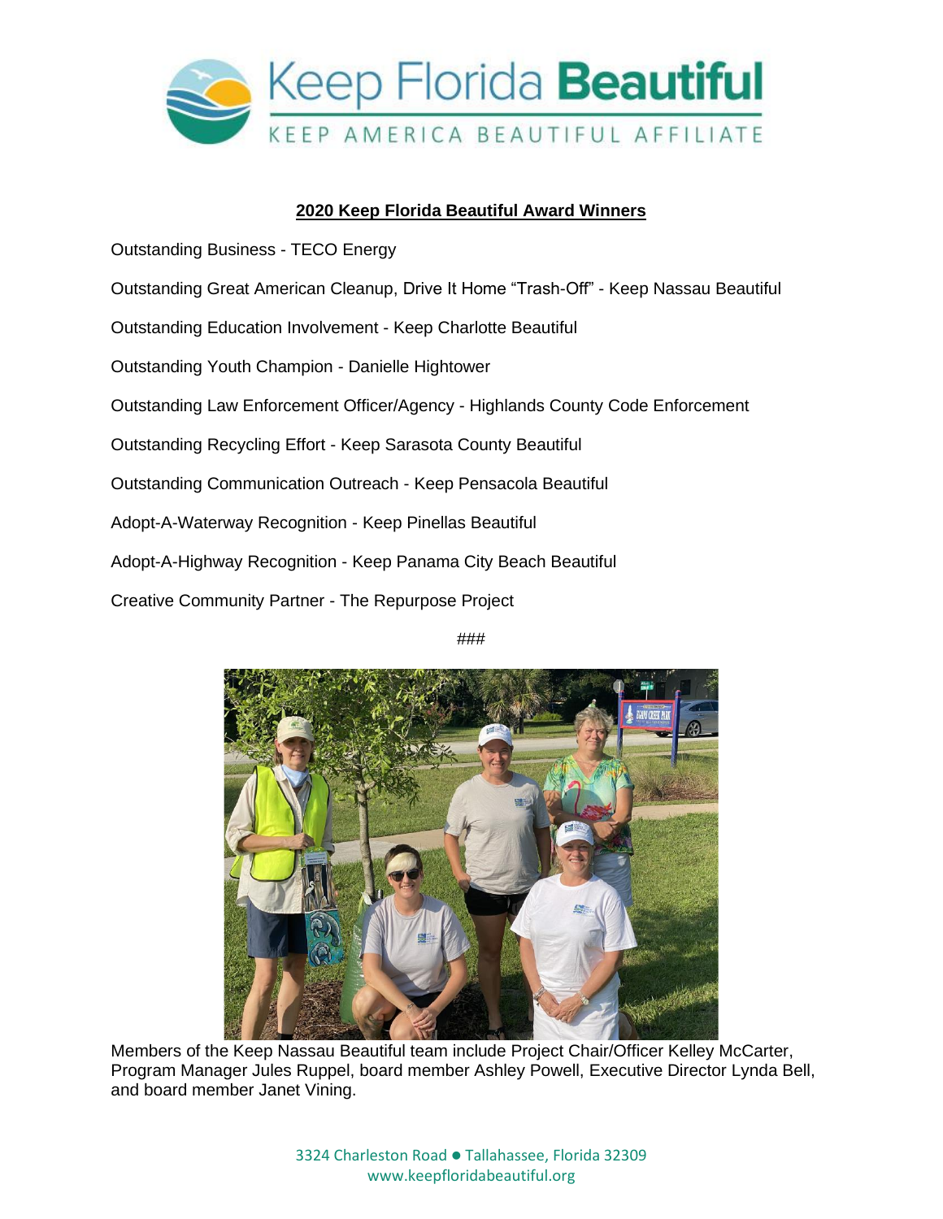## 2020 Keep Florida Beautiful Award Winners

Outstanding Business - TECO Energy

Outstanding Great American Cleanup, Drive It Home "Trash-Off" - Keep Nassau Beautiful

Outstanding Education Involvement - Keep Charlotte Beautiful

Outstanding Youth Champion - Danielle Hightower

Outstanding Law Enforcement Officer/Agency - Highlands County Code Enforcement

Outstanding Recycling Effort - Keep Sarasota County Beautiful

Outstanding Communication Outreach - Keep Pensacola Beautiful

Adopt-A-Waterway Recognition - Keep Pinellas Beautiful

Adopt-A-Highway Recognition - Keep Panama City Beach Beautiful

Creative Community Partner - The Repurpose Project

###

Members of the Keep Nassau Beautiful team include Project Chair/Officer Kelley McCarter, Program Manager Jules Ruppel, board member Ashley Powell, Executive Director Lynda Bell, and board member Janet Vining.